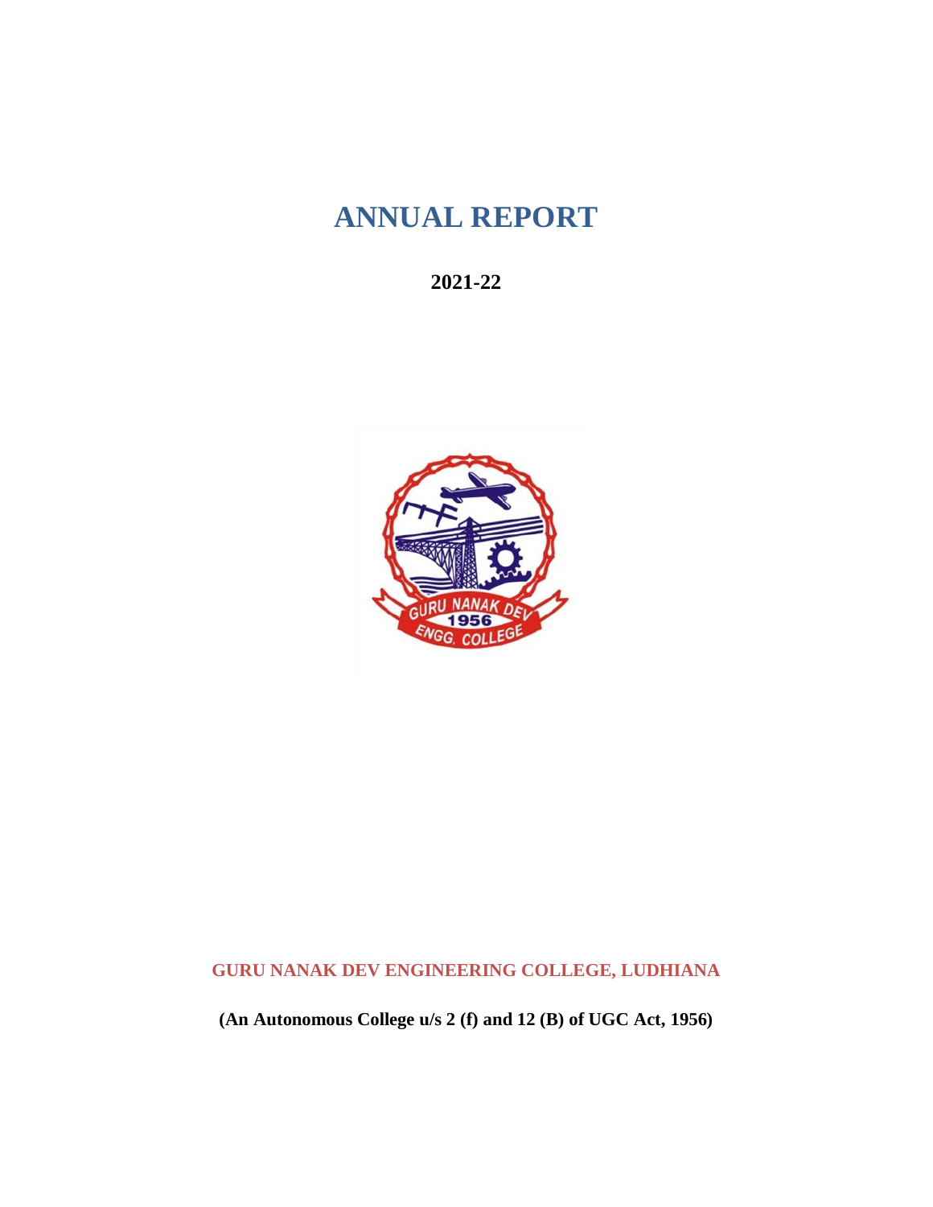# ANNUAL REPORT

**2021-22**

**GURU NANAK DEV ENGINEERING COLLEGE, LUDHIANA**

**(An Autonomous College u/s 2 (f) and 12 (B) of UGC Act, 1956)**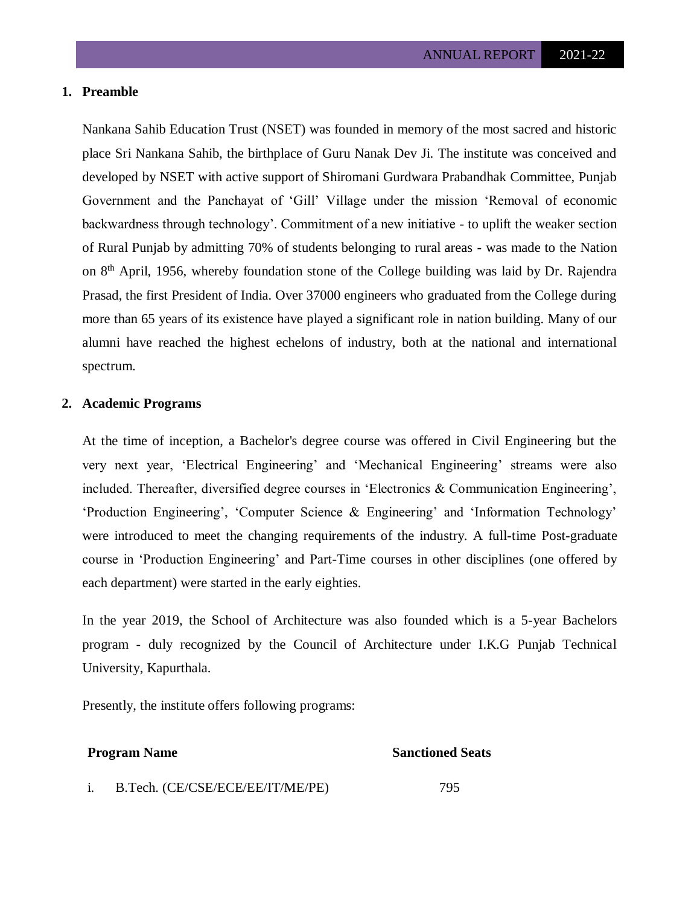## 1. Preamble

Nankana Sahib Education Trust (NSET) was founded in memory of the most sacred and historic place Sri Nankana Sahib, the birthplace of Guru Nanak Dev Ji. The institute was conceived and developed by NSET with active support of Shiromani Gurdwara Prabandhak Committee, Punjab Government and the Panchayat of 'Gill' Village under the mission 'Removal of economic backwardness through technology'. Commitment of a new initiative - to uplift the weaker section of Rural Punjab by admitting 70% of students belonging to rural areas - was made to the Nation on 8th April, 1956, whereby foundation stone of the College building was laid by Dr. Rajendra Prasad, the first President of India. Over 37000 engineers who graduated from the College during more than 65 years of its existence have played a significant role in nation building. Many of our alumni have reached the highest echelons of industry, both at the national and international spectrum.

## 2. Academic Programs

At the time of inception, a Bachelor's degree course was offered in Civil Engineering but the very next year, 'Electrical Engineering' and 'Mechanical Engineering' streams were also included. Thereafter, diversified degree courses in 'Electronics & Communication Engineering', 'Production Engineering', 'Computer Science & Engineering' and 'Information Technology' were introduced to meet the changing requirements of the industry. A full-time Post-graduate course in 'Production Engineering' and Part-Time courses in other disciplines (one offered by each department) were started in the early eighties.

In the year 2019, the School of Architecture was also founded which is a 5-year Bachelors program - duly recognized by the Council of Architecture under I.K.G Punjab Technical University, Kapurthala.

Presently, the institute offers following programs:

| Program Name | Sanctioned Seats |
|---|---|
| i. B.Tech. (CE/CSE/ECE/EE/IT/ME/PE) | 795 |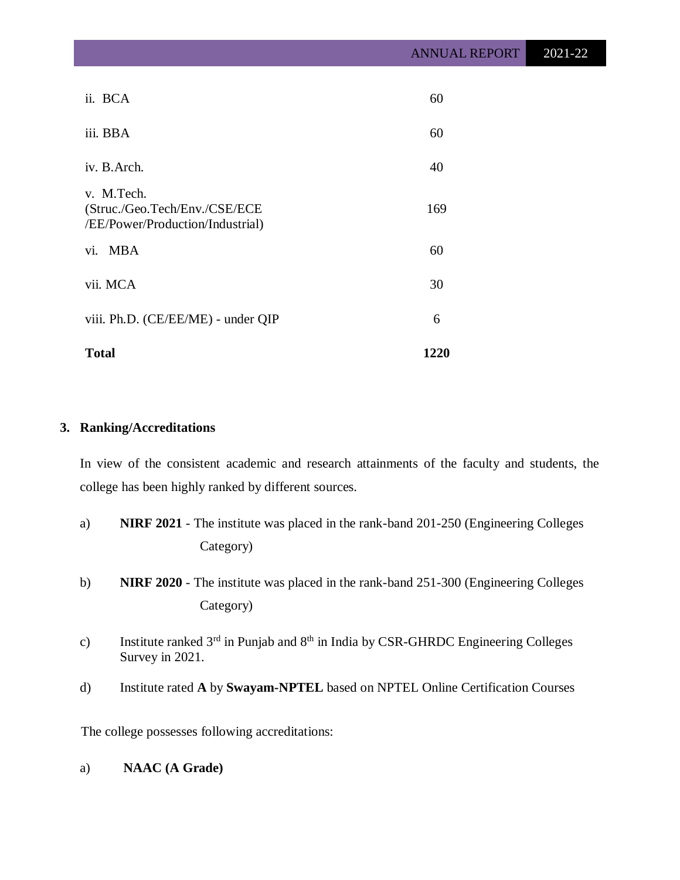| | |
|---|---|
| ii. BCA | 60 |
| iii. BBA | 60 |
| iv. B.Arch. | 40 |
| v. M.Tech. (Struc./Geo.Tech/Env./CSE/ECE /EE/Power/Production/Industrial) | 169 |
| vi. MBA | 60 |
| vii. MCA | 30 |
| viii. Ph.D. (CE/EE/ME) - under QIP | 6 |
| **Total** | **1220** |

## 3. Ranking/Accreditations

In view of the consistent academic and research attainments of the faculty and students, the college has been highly ranked by different sources.

a) **NIRF 2021** - The institute was placed in the rank-band 201-250 (Engineering Colleges Category)

b) **NIRF 2020** - The institute was placed in the rank-band 251-300 (Engineering Colleges Category)

c) Institute ranked 3rd in Punjab and 8th in India by CSR-GHRDC Engineering Colleges Survey in 2021.

d) Institute rated **A** by **Swayam-NPTEL** based on NPTEL Online Certification Courses

The college possesses following accreditations:

a) **NAAC (A Grade)**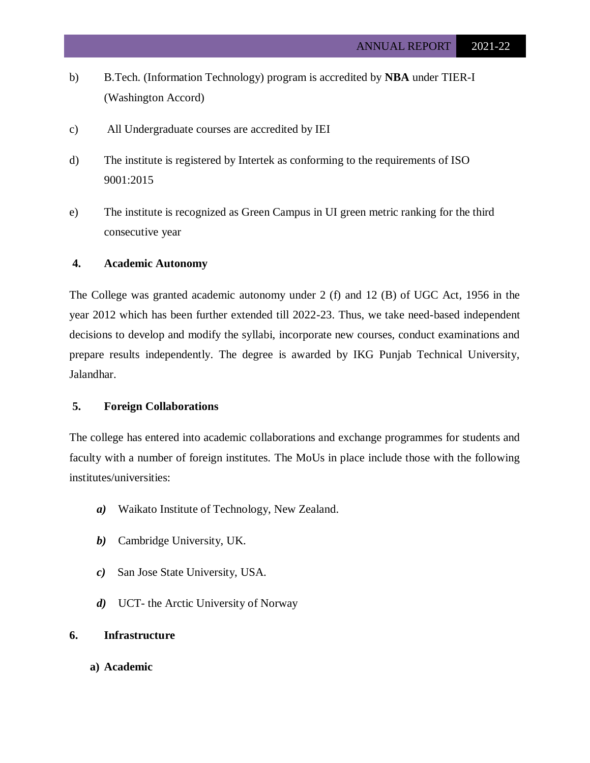b) B.Tech. (Information Technology) program is accredited by **NBA** under TIER-I (Washington Accord)

c) All Undergraduate courses are accredited by IEI

d) The institute is registered by Intertek as conforming to the requirements of ISO 9001:2015

e) The institute is recognized as Green Campus in UI green metric ranking for the third consecutive year

## 4. Academic Autonomy

The College was granted academic autonomy under 2 (f) and 12 (B) of UGC Act, 1956 in the year 2012 which has been further extended till 2022-23. Thus, we take need-based independent decisions to develop and modify the syllabi, incorporate new courses, conduct examinations and prepare results independently. The degree is awarded by IKG Punjab Technical University, Jalandhar.

## 5. Foreign Collaborations

The college has entered into academic collaborations and exchange programmes for students and faculty with a number of foreign institutes. The MoUs in place include those with the following institutes/universities:

***a)*** Waikato Institute of Technology, New Zealand.

***b)*** Cambridge University, UK.

***c)*** San Jose State University, USA.

***d)*** UCT- the Arctic University of Norway

## 6. Infrastructure

### a) Academic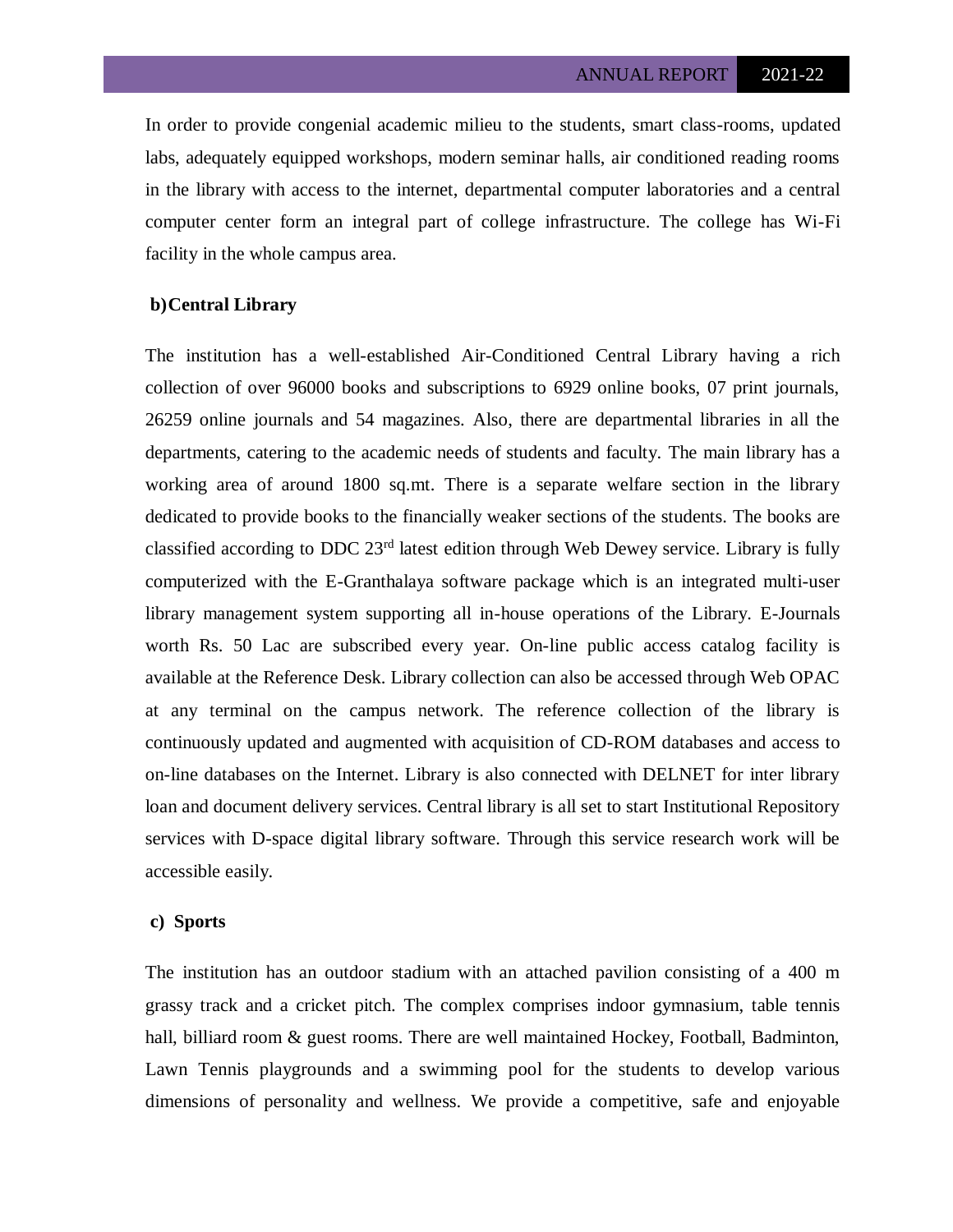In order to provide congenial academic milieu to the students, smart class-rooms, updated labs, adequately equipped workshops, modern seminar halls, air conditioned reading rooms in the library with access to the internet, departmental computer laboratories and a central computer center form an integral part of college infrastructure. The college has Wi-Fi facility in the whole campus area.

### b) Central Library

The institution has a well-established Air-Conditioned Central Library having a rich collection of over 96000 books and subscriptions to 6929 online books, 07 print journals, 26259 online journals and 54 magazines. Also, there are departmental libraries in all the departments, catering to the academic needs of students and faculty. The main library has a working area of around 1800 sq.mt. There is a separate welfare section in the library dedicated to provide books to the financially weaker sections of the students. The books are classified according to DDC 23rd latest edition through Web Dewey service. Library is fully computerized with the E-Granthalaya software package which is an integrated multi-user library management system supporting all in-house operations of the Library. E-Journals worth Rs. 50 Lac are subscribed every year. On-line public access catalog facility is available at the Reference Desk. Library collection can also be accessed through Web OPAC at any terminal on the campus network. The reference collection of the library is continuously updated and augmented with acquisition of CD-ROM databases and access to on-line databases on the Internet. Library is also connected with DELNET for inter library loan and document delivery services. Central library is all set to start Institutional Repository services with D-space digital library software. Through this service research work will be accessible easily.

### c) Sports

The institution has an outdoor stadium with an attached pavilion consisting of a 400 m grassy track and a cricket pitch. The complex comprises indoor gymnasium, table tennis hall, billiard room & guest rooms. There are well maintained Hockey, Football, Badminton, Lawn Tennis playgrounds and a swimming pool for the students to develop various dimensions of personality and wellness. We provide a competitive, safe and enjoyable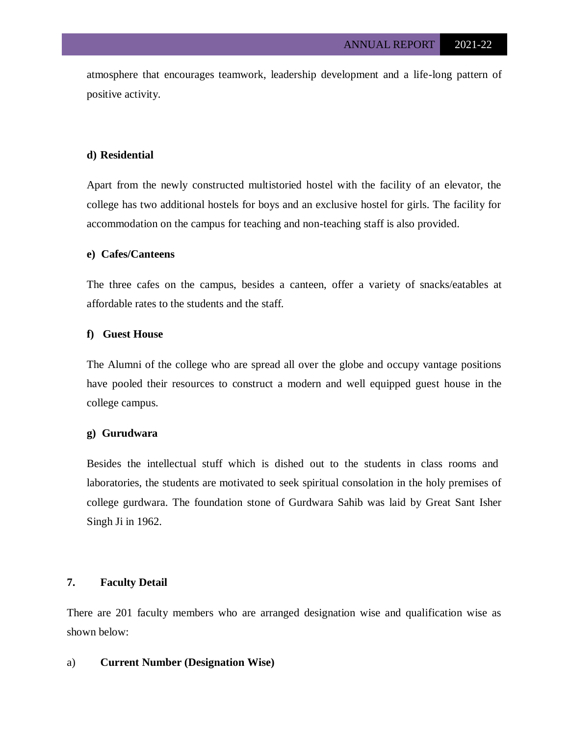atmosphere that encourages teamwork, leadership development and a life-long pattern of positive activity.

**d) Residential**

Apart from the newly constructed multistoried hostel with the facility of an elevator, the college has two additional hostels for boys and an exclusive hostel for girls. The facility for accommodation on the campus for teaching and non-teaching staff is also provided.

**e) Cafes/Canteens**

The three cafes on the campus, besides a canteen, offer a variety of snacks/eatables at affordable rates to the students and the staff.

**f) Guest House**

The Alumni of the college who are spread all over the globe and occupy vantage positions have pooled their resources to construct a modern and well equipped guest house in the college campus.

**g) Gurudwara**

Besides the intellectual stuff which is dished out to the students in class rooms and laboratories, the students are motivated to seek spiritual consolation in the holy premises of college gurdwara. The foundation stone of Gurdwara Sahib was laid by Great Sant Isher Singh Ji in 1962.

## 7. Faculty Detail

There are 201 faculty members who are arranged designation wise and qualification wise as shown below:

a) **Current Number (Designation Wise)**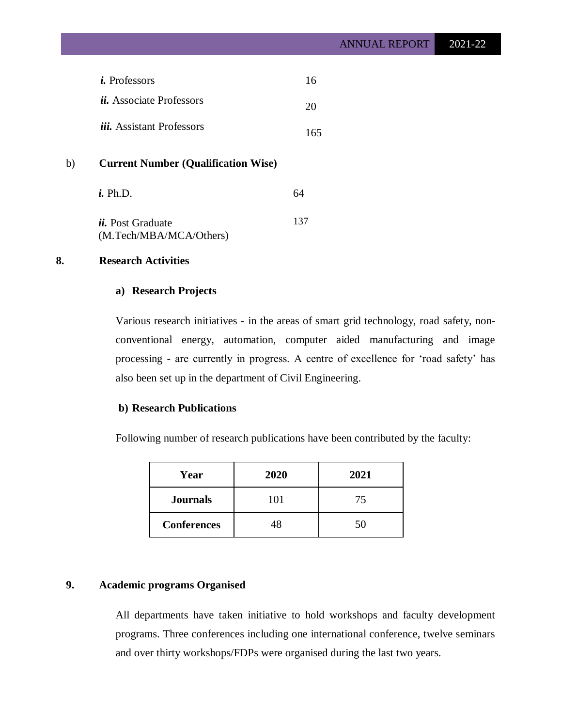*i.* Professors 16

*ii.* Associate Professors 20

*iii.* Assistant Professors 165

b) **Current Number (Qualification Wise)**

*i.* Ph.D. 64

*ii.* Post Graduate (M.Tech/MBA/MCA/Others) 137

## 8. Research Activities

### a) Research Projects

Various research initiatives - in the areas of smart grid technology, road safety, non-conventional energy, automation, computer aided manufacturing and image processing - are currently in progress. A centre of excellence for 'road safety' has also been set up in the department of Civil Engineering.

### b) Research Publications

Following number of research publications have been contributed by the faculty:

| Year | 2020 | 2021 |
|---|---|---|
| **Journals** | 101 | 75 |
| **Conferences** | 48 | 50 |

## 9. Academic programs Organised

All departments have taken initiative to hold workshops and faculty development programs. Three conferences including one international conference, twelve seminars and over thirty workshops/FDPs were organised during the last two years.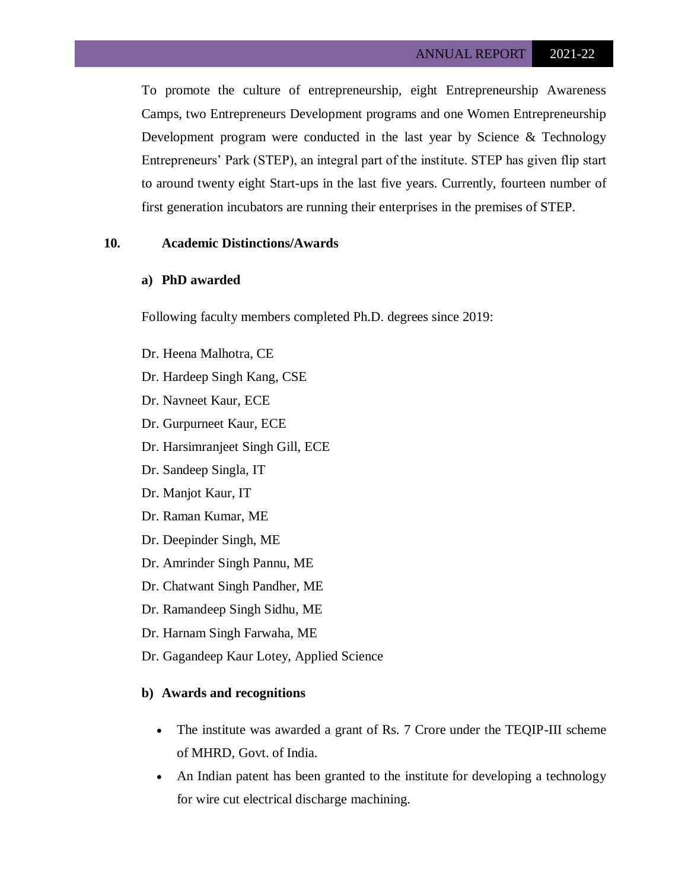To promote the culture of entrepreneurship, eight Entrepreneurship Awareness Camps, two Entrepreneurs Development programs and one Women Entrepreneurship Development program were conducted in the last year by Science & Technology Entrepreneurs' Park (STEP), an integral part of the institute. STEP has given flip start to around twenty eight Start-ups in the last five years. Currently, fourteen number of first generation incubators are running their enterprises in the premises of STEP.

## 10. Academic Distinctions/Awards

### a) PhD awarded

Following faculty members completed Ph.D. degrees since 2019:

Dr. Heena Malhotra, CE

Dr. Hardeep Singh Kang, CSE

Dr. Navneet Kaur, ECE

Dr. Gurpurneet Kaur, ECE

Dr. Harsimranjeet Singh Gill, ECE

Dr. Sandeep Singla, IT

Dr. Manjot Kaur, IT

Dr. Raman Kumar, ME

Dr. Deepinder Singh, ME

Dr. Amrinder Singh Pannu, ME

Dr. Chatwant Singh Pandher, ME

Dr. Ramandeep Singh Sidhu, ME

Dr. Harnam Singh Farwaha, ME

Dr. Gagandeep Kaur Lotey, Applied Science

### b) Awards and recognitions

- The institute was awarded a grant of Rs. 7 Crore under the TEQIP-III scheme of MHRD, Govt. of India.
- An Indian patent has been granted to the institute for developing a technology for wire cut electrical discharge machining.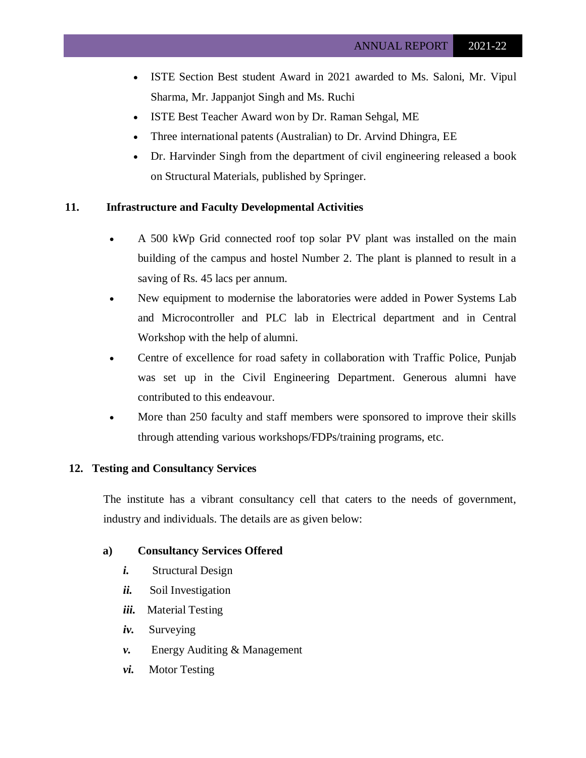- ISTE Section Best student Award in 2021 awarded to Ms. Saloni, Mr. Vipul Sharma, Mr. Jappanjot Singh and Ms. Ruchi
- ISTE Best Teacher Award won by Dr. Raman Sehgal, ME
- Three international patents (Australian) to Dr. Arvind Dhingra, EE
- Dr. Harvinder Singh from the department of civil engineering released a book on Structural Materials, published by Springer.

## 11. Infrastructure and Faculty Developmental Activities

- A 500 kWp Grid connected roof top solar PV plant was installed on the main building of the campus and hostel Number 2. The plant is planned to result in a saving of Rs. 45 lacs per annum.
- New equipment to modernise the laboratories were added in Power Systems Lab and Microcontroller and PLC lab in Electrical department and in Central Workshop with the help of alumni.
- Centre of excellence for road safety in collaboration with Traffic Police, Punjab was set up in the Civil Engineering Department. Generous alumni have contributed to this endeavour.
- More than 250 faculty and staff members were sponsored to improve their skills through attending various workshops/FDPs/training programs, etc.

## 12. Testing and Consultancy Services

The institute has a vibrant consultancy cell that caters to the needs of government, industry and individuals. The details are as given below:

### a) Consultancy Services Offered

***i.*** Structural Design

***ii.*** Soil Investigation

***iii.*** Material Testing

***iv.*** Surveying

***v.*** Energy Auditing & Management

***vi.*** Motor Testing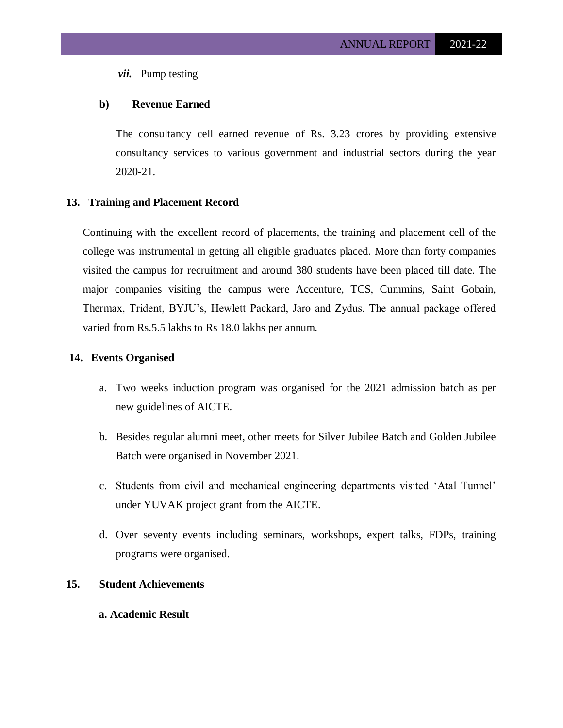*vii.* Pump testing

**b) Revenue Earned**

The consultancy cell earned revenue of Rs. 3.23 crores by providing extensive consultancy services to various government and industrial sectors during the year 2020-21.

## 13. Training and Placement Record

Continuing with the excellent record of placements, the training and placement cell of the college was instrumental in getting all eligible graduates placed. More than forty companies visited the campus for recruitment and around 380 students have been placed till date. The major companies visiting the campus were Accenture, TCS, Cummins, Saint Gobain, Thermax, Trident, BYJU's, Hewlett Packard, Jaro and Zydus. The annual package offered varied from Rs.5.5 lakhs to Rs 18.0 lakhs per annum.

## 14. Events Organised

a. Two weeks induction program was organised for the 2021 admission batch as per new guidelines of AICTE.

b. Besides regular alumni meet, other meets for Silver Jubilee Batch and Golden Jubilee Batch were organised in November 2021.

c. Students from civil and mechanical engineering departments visited 'Atal Tunnel' under YUVAK project grant from the AICTE.

d. Over seventy events including seminars, workshops, expert talks, FDPs, training programs were organised.

## 15. Student Achievements

**a. Academic Result**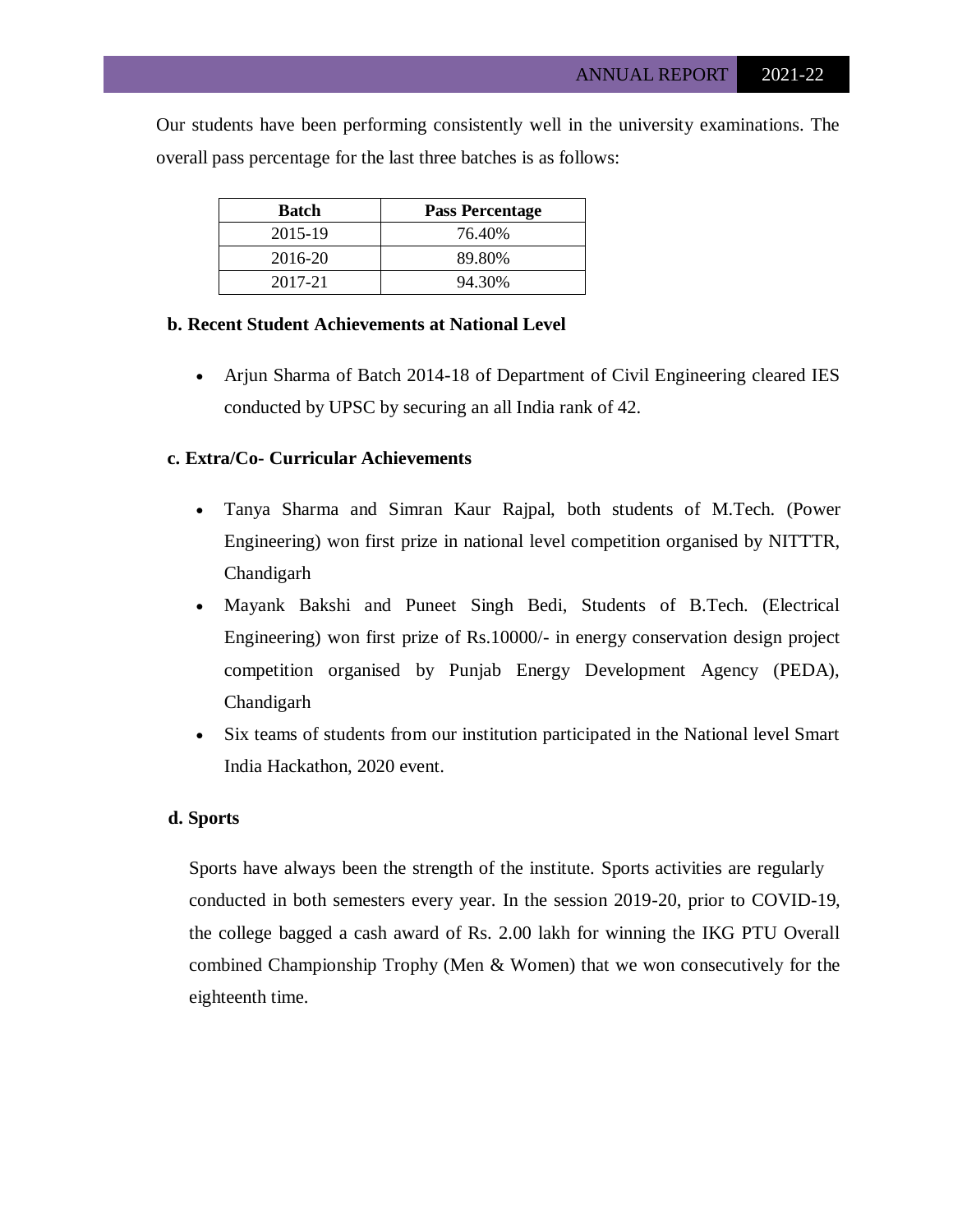Our students have been performing consistently well in the university examinations. The overall pass percentage for the last three batches is as follows:

| Batch | Pass Percentage |
| --- | --- |
| 2015-19 | 76.40% |
| 2016-20 | 89.80% |
| 2017-21 | 94.30% |

**b. Recent Student Achievements at National Level**

- Arjun Sharma of Batch 2014-18 of Department of Civil Engineering cleared IES conducted by UPSC by securing an all India rank of 42.

**c. Extra/Co- Curricular Achievements**

- Tanya Sharma and Simran Kaur Rajpal, both students of M.Tech. (Power Engineering) won first prize in national level competition organised by NITTTR, Chandigarh
- Mayank Bakshi and Puneet Singh Bedi, Students of B.Tech. (Electrical Engineering) won first prize of Rs.10000/- in energy conservation design project competition organised by Punjab Energy Development Agency (PEDA), Chandigarh
- Six teams of students from our institution participated in the National level Smart India Hackathon, 2020 event.

**d. Sports**

Sports have always been the strength of the institute. Sports activities are regularly conducted in both semesters every year. In the session 2019-20, prior to COVID-19, the college bagged a cash award of Rs. 2.00 lakh for winning the IKG PTU Overall combined Championship Trophy (Men & Women) that we won consecutively for the eighteenth time.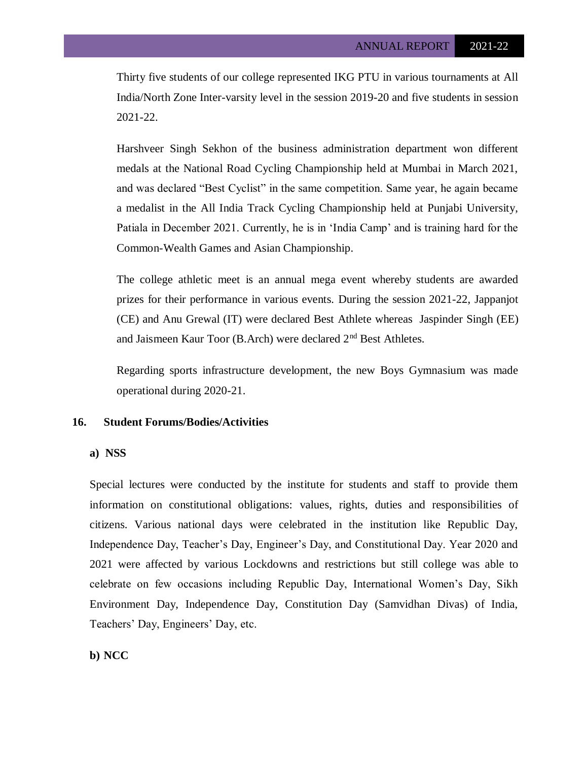Thirty five students of our college represented IKG PTU in various tournaments at All India/North Zone Inter-varsity level in the session 2019-20 and five students in session 2021-22.

Harshveer Singh Sekhon of the business administration department won different medals at the National Road Cycling Championship held at Mumbai in March 2021, and was declared "Best Cyclist" in the same competition. Same year, he again became a medalist in the All India Track Cycling Championship held at Punjabi University, Patiala in December 2021. Currently, he is in 'India Camp' and is training hard for the Common-Wealth Games and Asian Championship.

The college athletic meet is an annual mega event whereby students are awarded prizes for their performance in various events. During the session 2021-22, Jappanjot (CE) and Anu Grewal (IT) were declared Best Athlete whereas Jaspinder Singh (EE) and Jaismeen Kaur Toor (B.Arch) were declared 2nd Best Athletes.

Regarding sports infrastructure development, the new Boys Gymnasium was made operational during 2020-21.

## 16. Student Forums/Bodies/Activities

### a) NSS

Special lectures were conducted by the institute for students and staff to provide them information on constitutional obligations: values, rights, duties and responsibilities of citizens. Various national days were celebrated in the institution like Republic Day, Independence Day, Teacher's Day, Engineer's Day, and Constitutional Day. Year 2020 and 2021 were affected by various Lockdowns and restrictions but still college was able to celebrate on few occasions including Republic Day, International Women's Day, Sikh Environment Day, Independence Day, Constitution Day (Samvidhan Divas) of India, Teachers' Day, Engineers' Day, etc.

### b) NCC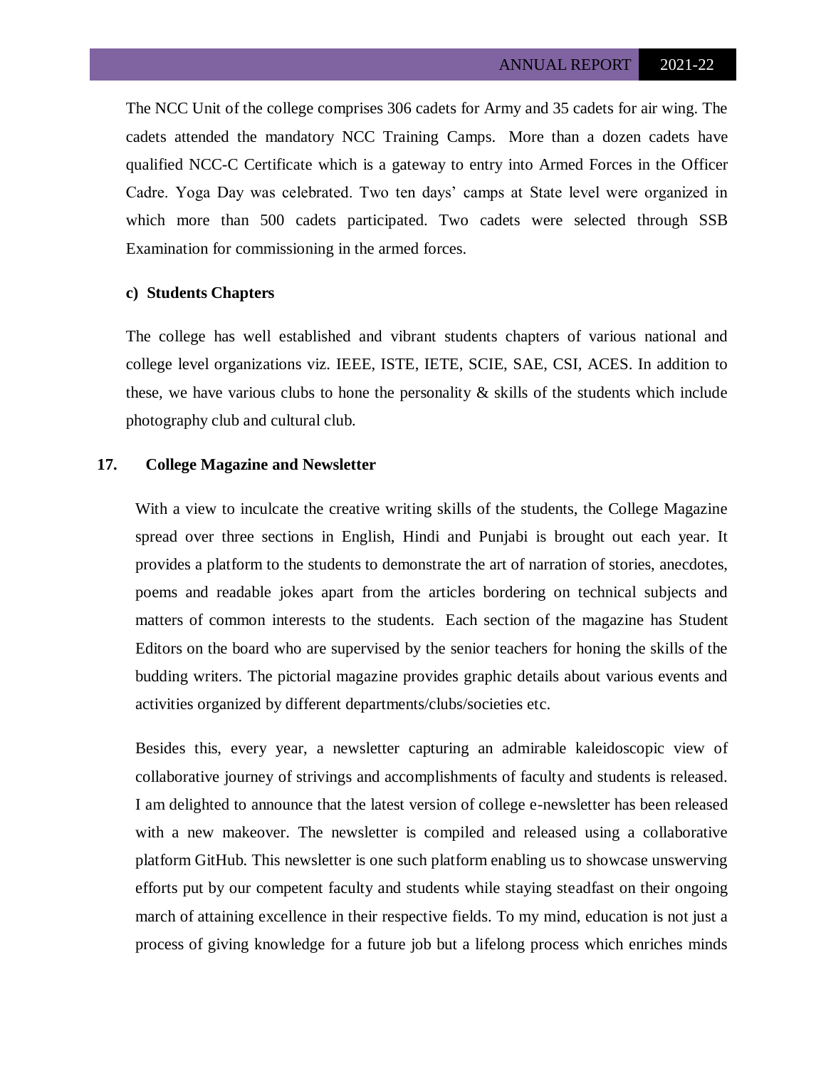The NCC Unit of the college comprises 306 cadets for Army and 35 cadets for air wing. The cadets attended the mandatory NCC Training Camps. More than a dozen cadets have qualified NCC-C Certificate which is a gateway to entry into Armed Forces in the Officer Cadre. Yoga Day was celebrated. Two ten days' camps at State level were organized in which more than 500 cadets participated. Two cadets were selected through SSB Examination for commissioning in the armed forces.

**c) Students Chapters**

The college has well established and vibrant students chapters of various national and college level organizations viz. IEEE, ISTE, IETE, SCIE, SAE, CSI, ACES. In addition to these, we have various clubs to hone the personality & skills of the students which include photography club and cultural club.

## 17. College Magazine and Newsletter

With a view to inculcate the creative writing skills of the students, the College Magazine spread over three sections in English, Hindi and Punjabi is brought out each year. It provides a platform to the students to demonstrate the art of narration of stories, anecdotes, poems and readable jokes apart from the articles bordering on technical subjects and matters of common interests to the students. Each section of the magazine has Student Editors on the board who are supervised by the senior teachers for honing the skills of the budding writers. The pictorial magazine provides graphic details about various events and activities organized by different departments/clubs/societies etc.

Besides this, every year, a newsletter capturing an admirable kaleidoscopic view of collaborative journey of strivings and accomplishments of faculty and students is released. I am delighted to announce that the latest version of college e-newsletter has been released with a new makeover. The newsletter is compiled and released using a collaborative platform GitHub. This newsletter is one such platform enabling us to showcase unswerving efforts put by our competent faculty and students while staying steadfast on their ongoing march of attaining excellence in their respective fields. To my mind, education is not just a process of giving knowledge for a future job but a lifelong process which enriches minds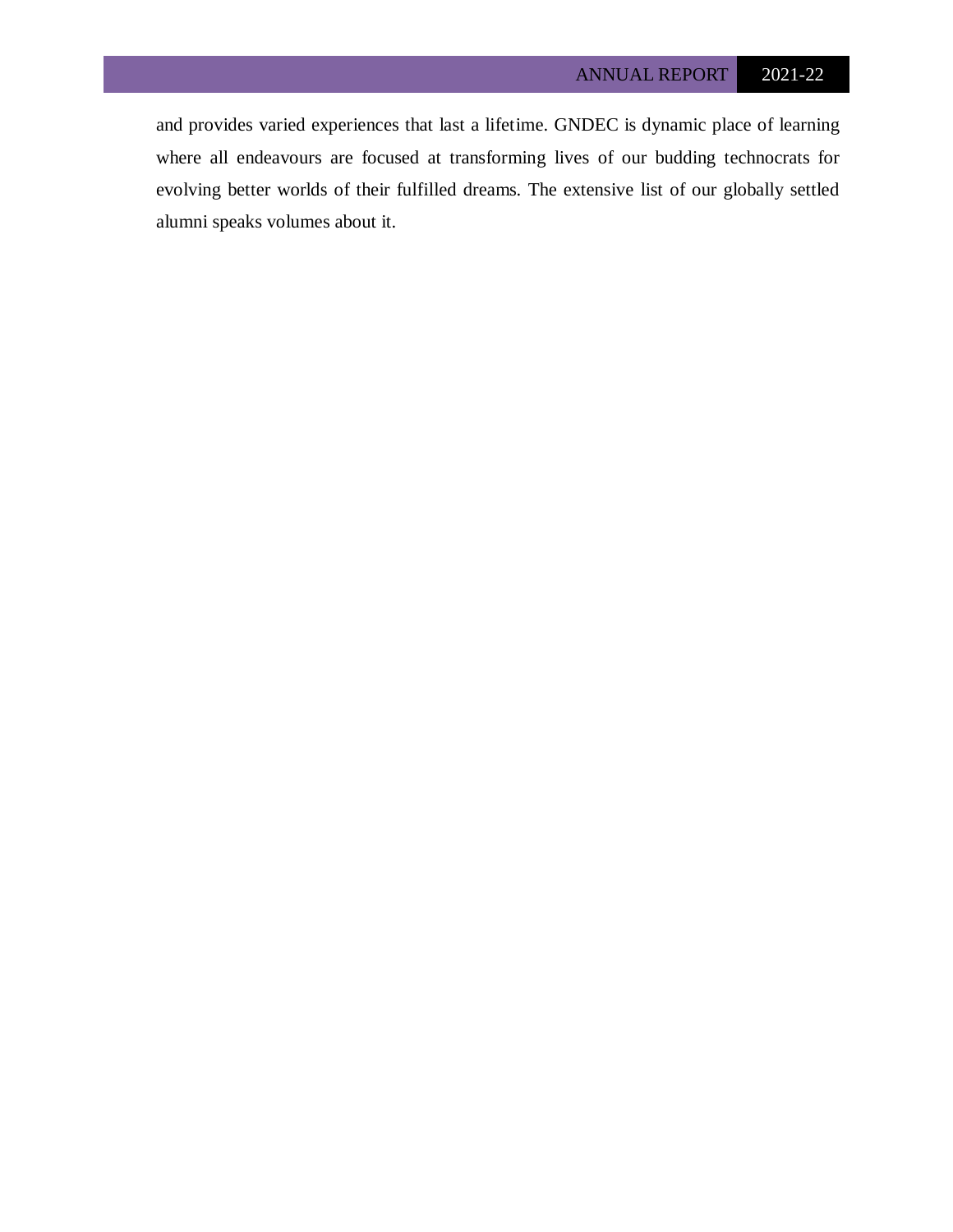and provides varied experiences that last a lifetime. GNDEC is dynamic place of learning where all endeavours are focused at transforming lives of our budding technocrats for evolving better worlds of their fulfilled dreams. The extensive list of our globally settled alumni speaks volumes about it.